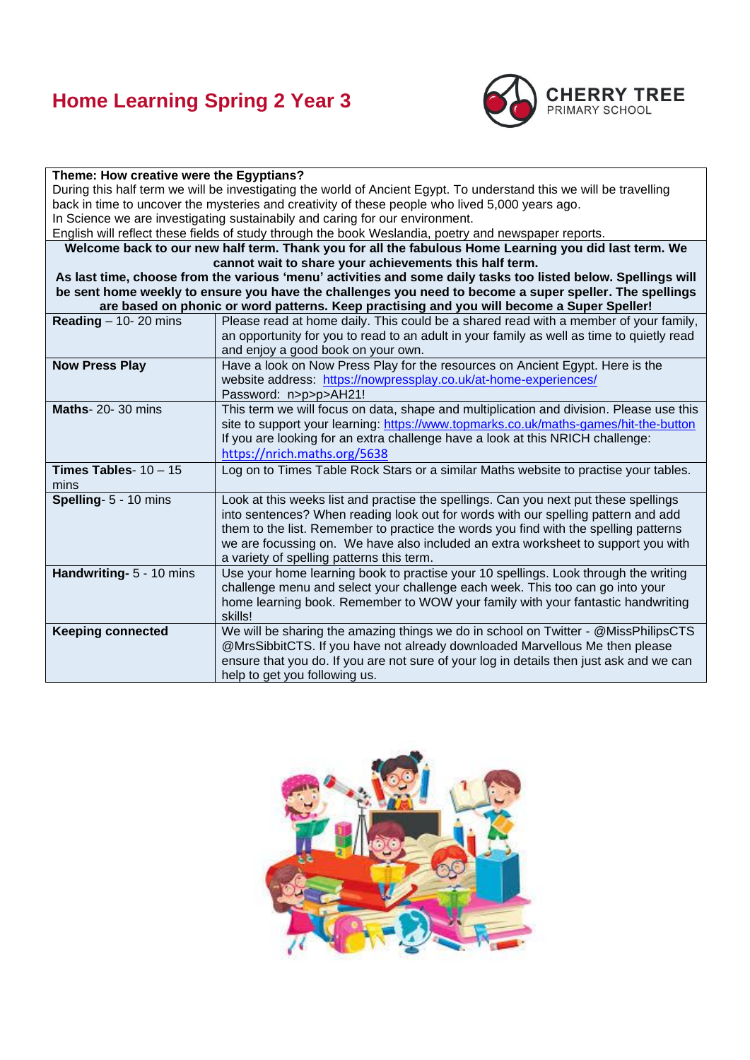# Home Learning Spring 2 Year 3

CHERRY TREE PRIMARY SCHOOL

| **Theme: How creative were the Egyptians?** During this half term we will be investigating the world of Ancient Egypt. To understand this we will be travelling back in time to uncover the mysteries and creativity of these people who lived 5,000 years ago. In Science we are investigating sustainabily and caring for our environment. English will reflect these fields of study through the book Weslandia, poetry and newspaper reports. **Welcome back to our new half term. Thank you for all the fabulous Home Learning you did last term. We cannot wait to share your achievements this half term. As last time, choose from the various 'menu' activities and some daily tasks too listed below. Spellings will be sent home weekly to ensure you have the challenges you need to become a super speller. The spellings are based on phonic or word patterns. Keep practising and you will become a Super Speller!** | |
|---|---|
| **Reading** – 10- 20 mins | Please read at home daily. This could be a shared read with a member of your family, an opportunity for you to read to an adult in your family as well as time to quietly read and enjoy a good book on your own. |
| **Now Press Play** | Have a look on Now Press Play for the resources on Ancient Egypt. Here is the website address: https://nowpressplay.co.uk/at-home-experiences/ Password: n>p>p>AH21! |
| **Maths**- 20- 30 mins | This term we will focus on data, shape and multiplication and division. Please use this site to support your learning: https://www.topmarks.co.uk/maths-games/hit-the-button If you are looking for an extra challenge have a look at this NRICH challenge: https://nrich.maths.org/5638 |
| **Times Tables**- 10 – 15 mins | Log on to Times Table Rock Stars or a similar Maths website to practise your tables. |
| **Spelling**- 5 - 10 mins | Look at this weeks list and practise the spellings. Can you next put these spellings into sentences? When reading look out for words with our spelling pattern and add them to the list. Remember to practice the words you find with the spelling patterns we are focussing on. We have also included an extra worksheet to support you with a variety of spelling patterns this term. |
| **Handwriting**- 5 - 10 mins | Use your home learning book to practise your 10 spellings. Look through the writing challenge menu and select your challenge each week. This too can go into your home learning book. Remember to WOW your family with your fantastic handwriting skills! |
| **Keeping connected** | We will be sharing the amazing things we do in school on Twitter - @MissPhilipsCTS @MrsSibbitCTS. If you have not already downloaded Marvellous Me then please ensure that you do. If you are not sure of your log in details then just ask and we can help to get you following us. |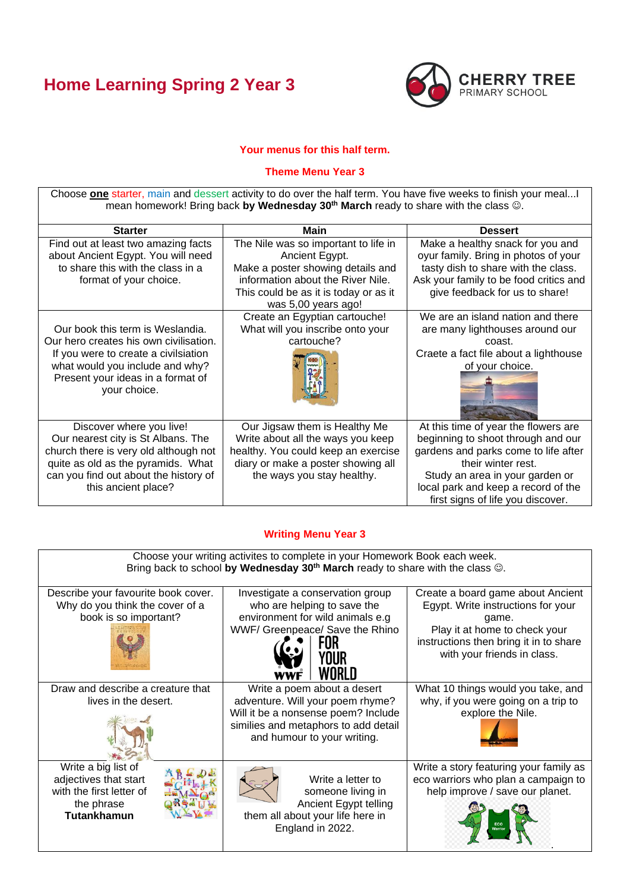# Home Learning Spring 2 Year 3

CHERRY TREE
PRIMARY SCHOOL

**Your menus for this half term.**

**Theme Menu Year 3**

Choose **one** starter, main and dessert activity to do over the half term. You have five weeks to finish your meal...I mean homework! Bring back **by Wednesday 30th March** ready to share with the class ☺.

| Starter | Main | Dessert |
|---|---|---|
| Find out at least two amazing facts about Ancient Egypt. You will need to share this with the class in a format of your choice. | The Nile was so important to life in Ancient Egypt. Make a poster showing details and information about the River Nile. This could be as it is today or as it was 5,00 years ago! | Make a healthy snack for you and oyur family. Bring in photos of your tasty dish to share with the class. Ask your family to be food critics and give feedback for us to share! |
| Our book this term is Weslandia. Our hero creates his own civilisation. If you were to create a civilsation what would you include and why? Present your ideas in a format of your choice. | Create an Egyptian cartouche! What will you inscribe onto your cartouche? | We are an island nation and there are many lighthouses around our coast. Craete a fact file about a lighthouse of your choice. |
| Discover where you live! Our nearest city is St Albans. The church there is very old although not quite as old as the pyramids. What can you find out about the history of this ancient place? | Our Jigsaw them is Healthy Me Write about all the ways you keep healthy. You could keep an exercise diary or make a poster showing all the ways you stay healthy. | At this time of year the flowers are beginning to shoot through and our gardens and parks come to life after their winter rest. Study an area in your garden or local park and keep a record of the first signs of life you discover. |

**Writing Menu Year 3**

Choose your writing activites to complete in your Homework Book each week.
Bring back to school **by Wednesday 30th March** ready to share with the class ☺.

| | | |
|---|---|---|
| Describe your favourite book cover. Why do you think the cover of a book is so important? | Investigate a conservation group who are helping to save the environment for wild animals e.g WWF/ Greenpeace/ Save the Rhino | Create a board game about Ancient Egypt. Write instructions for your game. Play it at home to check your instructions then bring it in to share with your friends in class. |
| Draw and describe a creature that lives in the desert. | Write a poem about a desert adventure. Will your poem rhyme? Will it be a nonsense poem? Include similies and metaphors to add detail and humour to your writing. | What 10 things would you take, and why, if you were going on a trip to explore the Nile. |
| Write a big list of adjectives that start with the first letter of the phrase **Tutankhamun** | Write a letter to someone living in Ancient Egypt telling them all about your life here in England in 2022. | Write a story featuring your family as eco warriors who plan a campaign to help improve / save our planet. |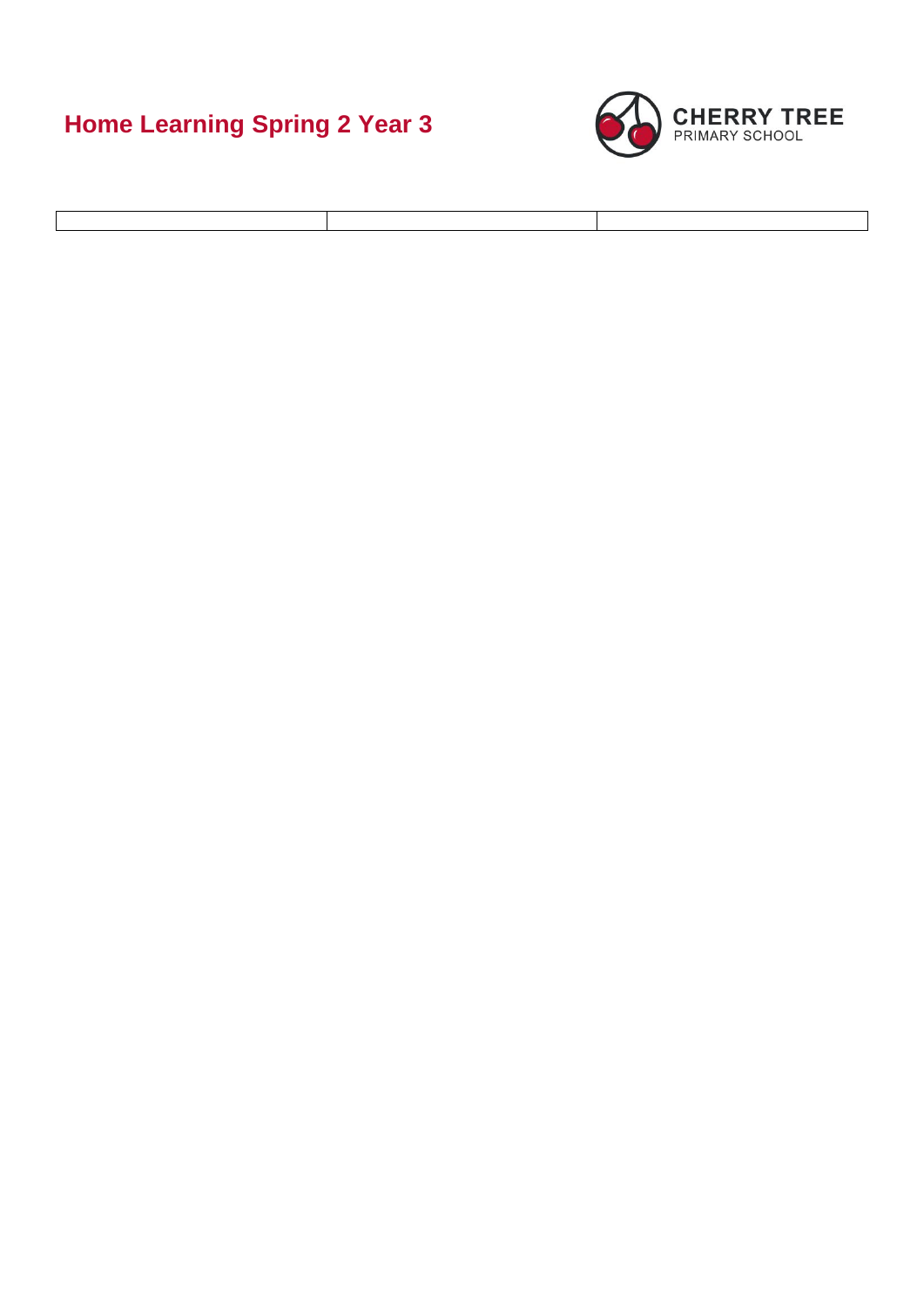# Home Learning Spring 2 Year 3

CHERRY TREE
PRIMARY SCHOOL

| | | |
|---|---|---|